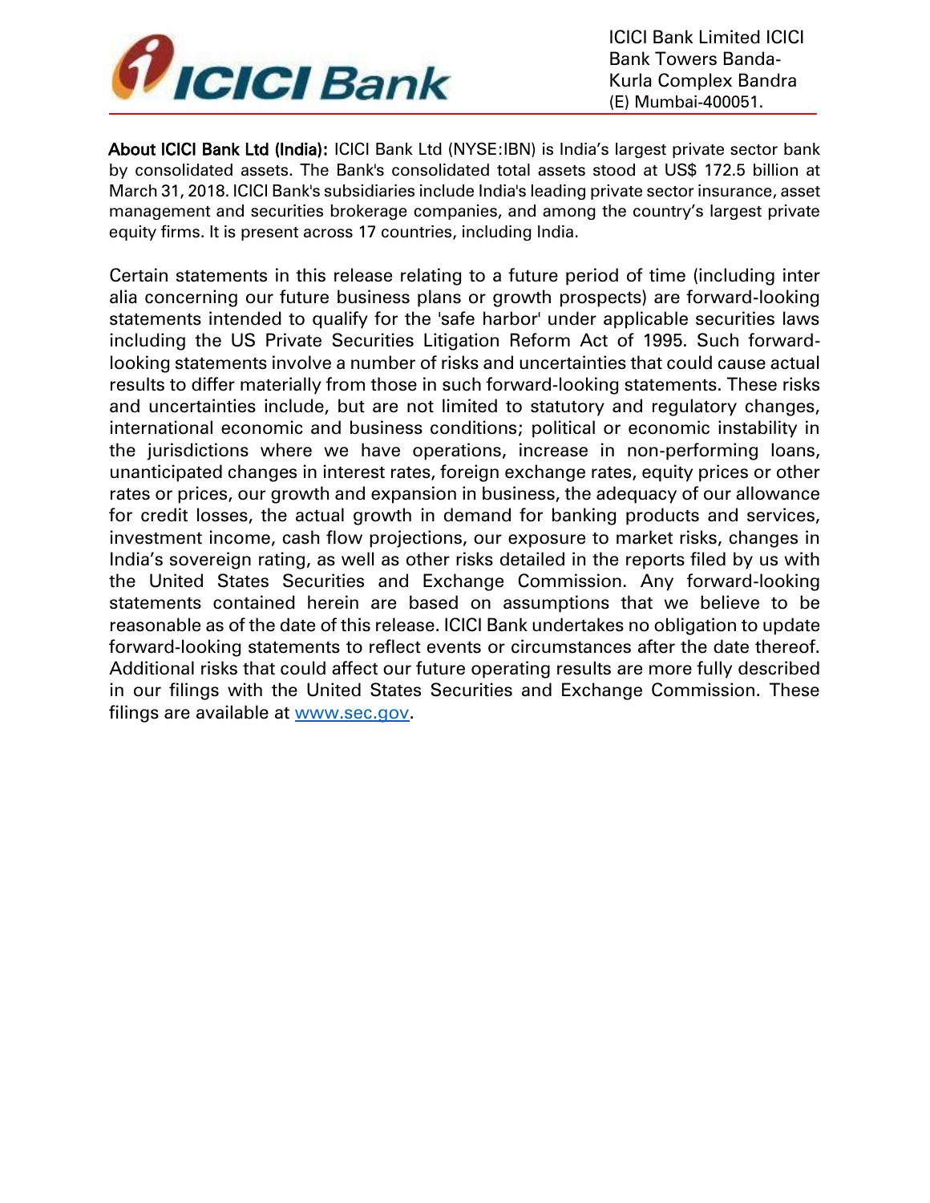ICICI Bank Limited ICICI Bank Towers Banda-Kurla Complex Bandra (E) Mumbai-400051.

**About ICICI Bank Ltd (India):** ICICI Bank Ltd (NYSE:IBN) is India's largest private sector bank by consolidated assets. The Bank's consolidated total assets stood at US$ 172.5 billion at March 31, 2018. ICICI Bank's subsidiaries include India's leading private sector insurance, asset management and securities brokerage companies, and among the country's largest private equity firms. It is present across 17 countries, including India.

Certain statements in this release relating to a future period of time (including inter alia concerning our future business plans or growth prospects) are forward-looking statements intended to qualify for the 'safe harbor' under applicable securities laws including the US Private Securities Litigation Reform Act of 1995. Such forward-looking statements involve a number of risks and uncertainties that could cause actual results to differ materially from those in such forward-looking statements. These risks and uncertainties include, but are not limited to statutory and regulatory changes, international economic and business conditions; political or economic instability in the jurisdictions where we have operations, increase in non-performing loans, unanticipated changes in interest rates, foreign exchange rates, equity prices or other rates or prices, our growth and expansion in business, the adequacy of our allowance for credit losses, the actual growth in demand for banking products and services, investment income, cash flow projections, our exposure to market risks, changes in India's sovereign rating, as well as other risks detailed in the reports filed by us with the United States Securities and Exchange Commission. Any forward-looking statements contained herein are based on assumptions that we believe to be reasonable as of the date of this release. ICICI Bank undertakes no obligation to update forward-looking statements to reflect events or circumstances after the date thereof. Additional risks that could affect our future operating results are more fully described in our filings with the United States Securities and Exchange Commission. These filings are available at [www.sec.gov](http://www.sec.gov).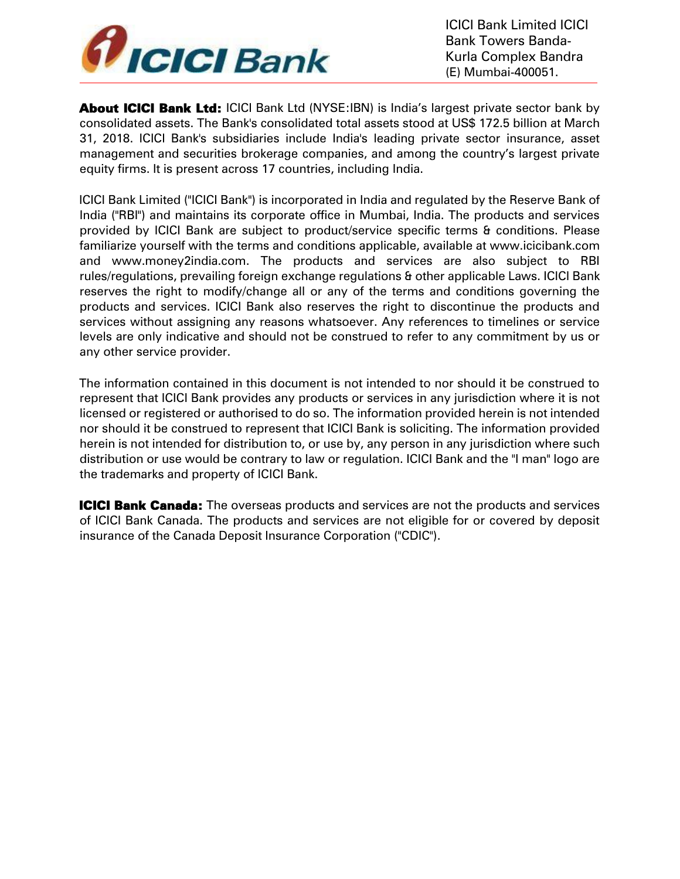ICICI Bank Limited ICICI Bank Towers Banda-Kurla Complex Bandra (E) Mumbai-400051.

**About ICICI Bank Ltd:** ICICI Bank Ltd (NYSE:IBN) is India's largest private sector bank by consolidated assets. The Bank's consolidated total assets stood at US$ 172.5 billion at March 31, 2018. ICICI Bank's subsidiaries include India's leading private sector insurance, asset management and securities brokerage companies, and among the country's largest private equity firms. It is present across 17 countries, including India.

ICICI Bank Limited ("ICICI Bank") is incorporated in India and regulated by the Reserve Bank of India ("RBI") and maintains its corporate office in Mumbai, India. The products and services provided by ICICI Bank are subject to product/service specific terms & conditions. Please familiarize yourself with the terms and conditions applicable, available at www.icicibank.com and www.money2india.com. The products and services are also subject to RBI rules/regulations, prevailing foreign exchange regulations & other applicable Laws. ICICI Bank reserves the right to modify/change all or any of the terms and conditions governing the products and services. ICICI Bank also reserves the right to discontinue the products and services without assigning any reasons whatsoever. Any references to timelines or service levels are only indicative and should not be construed to refer to any commitment by us or any other service provider.

The information contained in this document is not intended to nor should it be construed to represent that ICICI Bank provides any products or services in any jurisdiction where it is not licensed or registered or authorised to do so. The information provided herein is not intended nor should it be construed to represent that ICICI Bank is soliciting. The information provided herein is not intended for distribution to, or use by, any person in any jurisdiction where such distribution or use would be contrary to law or regulation. ICICI Bank and the "I man" logo are the trademarks and property of ICICI Bank.

**ICICI Bank Canada:** The overseas products and services are not the products and services of ICICI Bank Canada. The products and services are not eligible for or covered by deposit insurance of the Canada Deposit Insurance Corporation ("CDIC").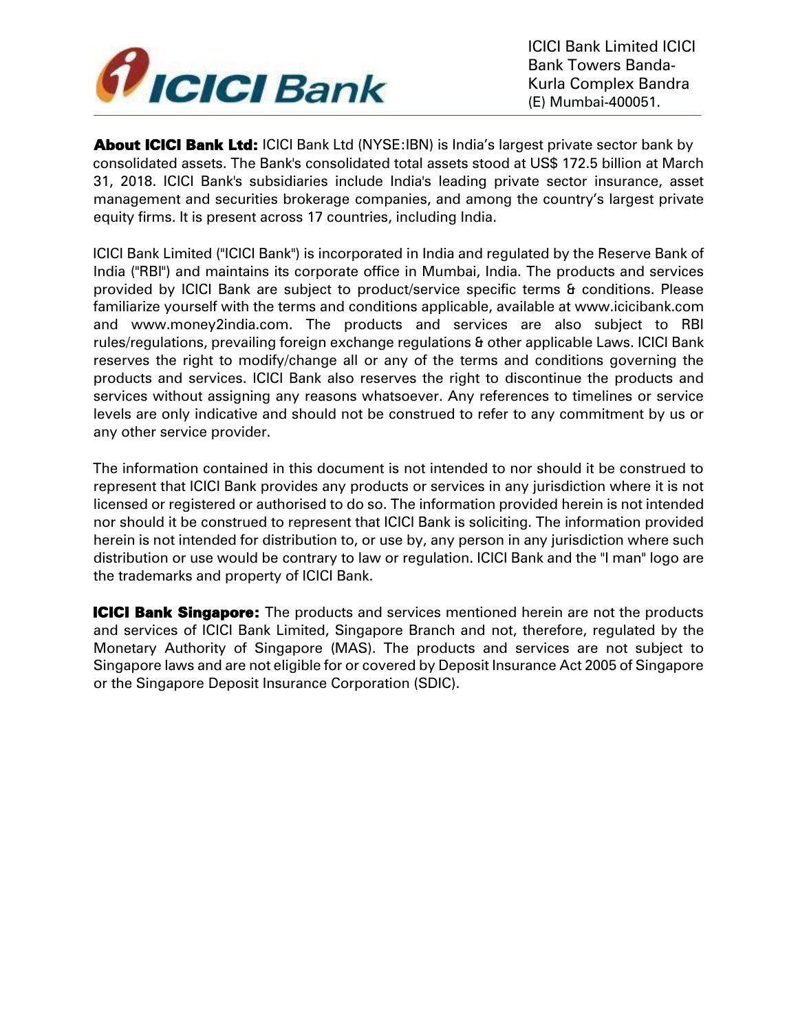ICICI Bank Limited ICICI Bank Towers Banda-Kurla Complex Bandra (E) Mumbai-400051.

**About ICICI Bank Ltd:** ICICI Bank Ltd (NYSE:IBN) is India's largest private sector bank by consolidated assets. The Bank's consolidated total assets stood at US$ 172.5 billion at March 31, 2018. ICICI Bank's subsidiaries include India's leading private sector insurance, asset management and securities brokerage companies, and among the country's largest private equity firms. It is present across 17 countries, including India.

ICICI Bank Limited ("ICICI Bank") is incorporated in India and regulated by the Reserve Bank of India ("RBI") and maintains its corporate office in Mumbai, India. The products and services provided by ICICI Bank are subject to product/service specific terms & conditions. Please familiarize yourself with the terms and conditions applicable, available at www.icicibank.com and www.money2india.com. The products and services are also subject to RBI rules/regulations, prevailing foreign exchange regulations & other applicable Laws. ICICI Bank reserves the right to modify/change all or any of the terms and conditions governing the products and services. ICICI Bank also reserves the right to discontinue the products and services without assigning any reasons whatsoever. Any references to timelines or service levels are only indicative and should not be construed to refer to any commitment by us or any other service provider.

The information contained in this document is not intended to nor should it be construed to represent that ICICI Bank provides any products or services in any jurisdiction where it is not licensed or registered or authorised to do so. The information provided herein is not intended nor should it be construed to represent that ICICI Bank is soliciting. The information provided herein is not intended for distribution to, or use by, any person in any jurisdiction where such distribution or use would be contrary to law or regulation. ICICI Bank and the "I man" logo are the trademarks and property of ICICI Bank.

**ICICI Bank Singapore:** The products and services mentioned herein are not the products and services of ICICI Bank Limited, Singapore Branch and not, therefore, regulated by the Monetary Authority of Singapore (MAS). The products and services are not subject to Singapore laws and are not eligible for or covered by Deposit Insurance Act 2005 of Singapore or the Singapore Deposit Insurance Corporation (SDIC).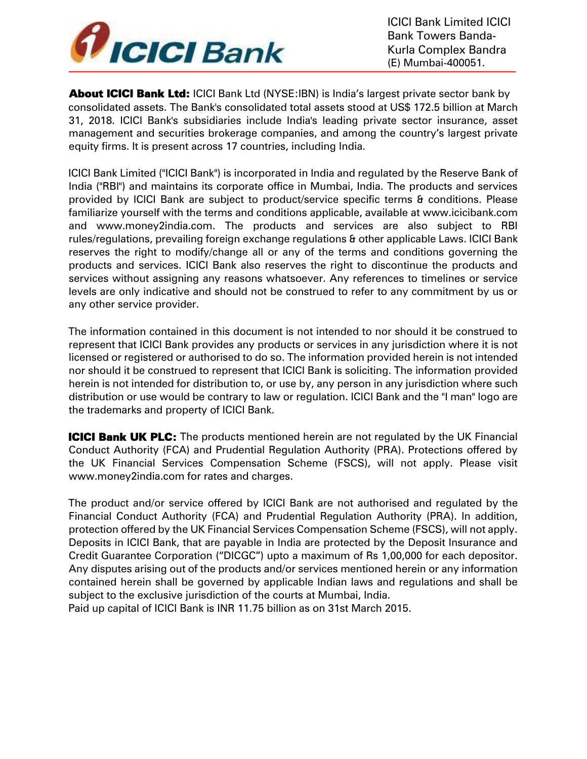ICICI Bank Limited ICICI Bank Towers Banda-Kurla Complex Bandra (E) Mumbai-400051.

**About ICICI Bank Ltd:** ICICI Bank Ltd (NYSE:IBN) is India's largest private sector bank by consolidated assets. The Bank's consolidated total assets stood at US$ 172.5 billion at March 31, 2018. ICICI Bank's subsidiaries include India's leading private sector insurance, asset management and securities brokerage companies, and among the country's largest private equity firms. It is present across 17 countries, including India.

ICICI Bank Limited ("ICICI Bank") is incorporated in India and regulated by the Reserve Bank of India ("RBI") and maintains its corporate office in Mumbai, India. The products and services provided by ICICI Bank are subject to product/service specific terms & conditions. Please familiarize yourself with the terms and conditions applicable, available at www.icicibank.com and www.money2india.com. The products and services are also subject to RBI rules/regulations, prevailing foreign exchange regulations & other applicable Laws. ICICI Bank reserves the right to modify/change all or any of the terms and conditions governing the products and services. ICICI Bank also reserves the right to discontinue the products and services without assigning any reasons whatsoever. Any references to timelines or service levels are only indicative and should not be construed to refer to any commitment by us or any other service provider.

The information contained in this document is not intended to nor should it be construed to represent that ICICI Bank provides any products or services in any jurisdiction where it is not licensed or registered or authorised to do so. The information provided herein is not intended nor should it be construed to represent that ICICI Bank is soliciting. The information provided herein is not intended for distribution to, or use by, any person in any jurisdiction where such distribution or use would be contrary to law or regulation. ICICI Bank and the "I man" logo are the trademarks and property of ICICI Bank.

**ICICI Bank UK PLC:** The products mentioned herein are not regulated by the UK Financial Conduct Authority (FCA) and Prudential Regulation Authority (PRA). Protections offered by the UK Financial Services Compensation Scheme (FSCS), will not apply. Please visit www.money2india.com for rates and charges.

The product and/or service offered by ICICI Bank are not authorised and regulated by the Financial Conduct Authority (FCA) and Prudential Regulation Authority (PRA). In addition, protection offered by the UK Financial Services Compensation Scheme (FSCS), will not apply. Deposits in ICICI Bank, that are payable in India are protected by the Deposit Insurance and Credit Guarantee Corporation ("DICGC") upto a maximum of Rs 1,00,000 for each depositor. Any disputes arising out of the products and/or services mentioned herein or any information contained herein shall be governed by applicable Indian laws and regulations and shall be subject to the exclusive jurisdiction of the courts at Mumbai, India.
Paid up capital of ICICI Bank is INR 11.75 billion as on 31st March 2015.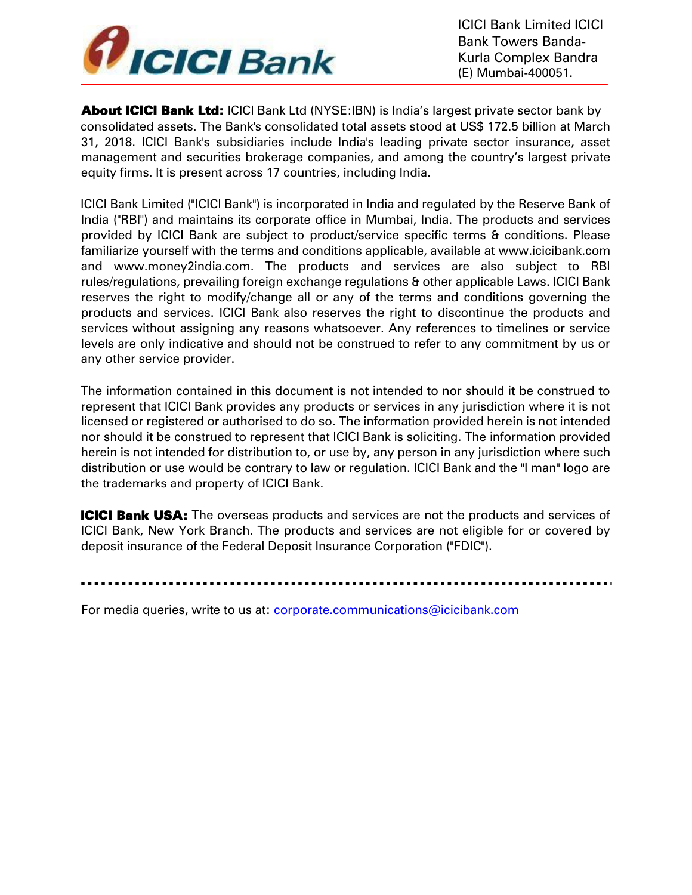ICICI Bank Limited ICICI Bank Towers Banda-Kurla Complex Bandra (E) Mumbai-400051.

**About ICICI Bank Ltd:** ICICI Bank Ltd (NYSE:IBN) is India's largest private sector bank by consolidated assets. The Bank's consolidated total assets stood at US$ 172.5 billion at March 31, 2018. ICICI Bank's subsidiaries include India's leading private sector insurance, asset management and securities brokerage companies, and among the country's largest private equity firms. It is present across 17 countries, including India.

ICICI Bank Limited ("ICICI Bank") is incorporated in India and regulated by the Reserve Bank of India ("RBI") and maintains its corporate office in Mumbai, India. The products and services provided by ICICI Bank are subject to product/service specific terms & conditions. Please familiarize yourself with the terms and conditions applicable, available at www.icicibank.com and www.money2india.com. The products and services are also subject to RBI rules/regulations, prevailing foreign exchange regulations & other applicable Laws. ICICI Bank reserves the right to modify/change all or any of the terms and conditions governing the products and services. ICICI Bank also reserves the right to discontinue the products and services without assigning any reasons whatsoever. Any references to timelines or service levels are only indicative and should not be construed to refer to any commitment by us or any other service provider.

The information contained in this document is not intended to nor should it be construed to represent that ICICI Bank provides any products or services in any jurisdiction where it is not licensed or registered or authorised to do so. The information provided herein is not intended nor should it be construed to represent that ICICI Bank is soliciting. The information provided herein is not intended for distribution to, or use by, any person in any jurisdiction where such distribution or use would be contrary to law or regulation. ICICI Bank and the "I man" logo are the trademarks and property of ICICI Bank.

**ICICI Bank USA:** The overseas products and services are not the products and services of ICICI Bank, New York Branch. The products and services are not eligible for or covered by deposit insurance of the Federal Deposit Insurance Corporation ("FDIC").

---

For media queries, write to us at: corporate.communications@icicibank.com